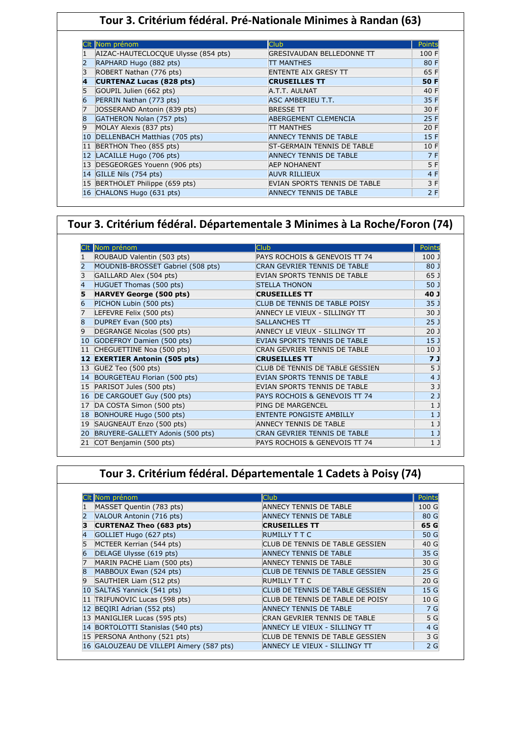## Tour 3. Critérium fédéral. Pré-Nationale Minimes à Randan (63)

| Clt | Nom prénom | Club | Points |
|---|---|---|---|
| 1 | AIZAC-HAUTECLOCQUE Ulysse (854 pts) | GRESIVAUDAN BELLEDONNE TT | 100 F |
| 2 | RAPHARD Hugo (882 pts) | TT MANTHES | 80 F |
| 3 | ROBERT Nathan (776 pts) | ENTENTE AIX GRESY TT | 65 F |
| **4** | **CURTENAZ Lucas (828 pts)** | **CRUSEILLES TT** | **50 F** |
| 5 | GOUPIL Julien (662 pts) | A.T.T. AULNAT | 40 F |
| 6 | PERRIN Nathan (773 pts) | ASC AMBERIEU T.T. | 35 F |
| 7 | JOSSERAND Antonin (839 pts) | BRESSE TT | 30 F |
| 8 | GATHERON Nolan (757 pts) | ABERGEMENT CLEMENCIA | 25 F |
| 9 | MOLAY Alexis (837 pts) | TT MANTHES | 20 F |
| 10 | DELLENBACH Matthias (705 pts) | ANNECY TENNIS DE TABLE | 15 F |
| 11 | BERTHON Theo (855 pts) | ST-GERMAIN TENNIS DE TABLE | 10 F |
| 12 | LACAILLE Hugo (706 pts) | ANNECY TENNIS DE TABLE | 7 F |
| 13 | DESGEORGES Youenn (906 pts) | AEP NOHANENT | 5 F |
| 14 | GILLE Nils (754 pts) | AUVR RILLIEUX | 4 F |
| 15 | BERTHOLET Philippe (659 pts) | EVIAN SPORTS TENNIS DE TABLE | 3 F |
| 16 | CHALONS Hugo (631 pts) | ANNECY TENNIS DE TABLE | 2 F |

## Tour 3. Critérium fédéral. Départementale 3 Minimes à La Roche/Foron (74)

| Clt | Nom prénom | Club | Points |
|---|---|---|---|
| 1 | ROUBAUD Valentin (503 pts) | PAYS ROCHOIS & GENEVOIS TT 74 | 100 J |
| 2 | MOUDNIB-BROSSET Gabriel (508 pts) | CRAN GEVRIER TENNIS DE TABLE | 80 J |
| 3 | GAILLARD Alex (504 pts) | EVIAN SPORTS TENNIS DE TABLE | 65 J |
| 4 | HUGUET Thomas (500 pts) | STELLA THONON | 50 J |
| **5** | **HARVEY George (500 pts)** | **CRUSEILLES TT** | **40 J** |
| 6 | PICHON Lubin (500 pts) | CLUB DE TENNIS DE TABLE POISY | 35 J |
| 7 | LEFEVRE Felix (500 pts) | ANNECY LE VIEUX - SILLINGY TT | 30 J |
| 8 | DUPREY Evan (500 pts) | SALLANCHES TT | 25 J |
| 9 | DEGRANGE Nicolas (500 pts) | ANNECY LE VIEUX - SILLINGY TT | 20 J |
| 10 | GODEFROY Damien (500 pts) | EVIAN SPORTS TENNIS DE TABLE | 15 J |
| 11 | CHEGUETTINE Noa (500 pts) | CRAN GEVRIER TENNIS DE TABLE | 10 J |
| **12** | **EXERTIER Antonin (505 pts)** | **CRUSEILLES TT** | **7 J** |
| 13 | GUEZ Teo (500 pts) | CLUB DE TENNIS DE TABLE GESSIEN | 5 J |
| 14 | BOURGETEAU Florian (500 pts) | EVIAN SPORTS TENNIS DE TABLE | 4 J |
| 15 | PARISOT Jules (500 pts) | EVIAN SPORTS TENNIS DE TABLE | 3 J |
| 16 | DE CARGOUET Guy (500 pts) | PAYS ROCHOIS & GENEVOIS TT 74 | 2 J |
| 17 | DA COSTA Simon (500 pts) | PING DE MARGENCEL | 1 J |
| 18 | BONHOURE Hugo (500 pts) | ENTENTE PONGISTE AMBILLY | 1 J |
| 19 | SAUGNEAUT Enzo (500 pts) | ANNECY TENNIS DE TABLE | 1 J |
| 20 | BRUYERE-GALLETY Adonis (500 pts) | CRAN GEVRIER TENNIS DE TABLE | 1 J |
| 21 | COT Benjamin (500 pts) | PAYS ROCHOIS & GENEVOIS TT 74 | 1 J |

## Tour 3. Critérium fédéral. Départementale 1 Cadets à Poisy (74)

| Clt | Nom prénom | Club | Points |
|---|---|---|---|
| 1 | MASSET Quentin (783 pts) | ANNECY TENNIS DE TABLE | 100 G |
| 2 | VALOUR Antonin (716 pts) | ANNECY TENNIS DE TABLE | 80 G |
| **3** | **CURTENAZ Theo (683 pts)** | **CRUSEILLES TT** | **65 G** |
| 4 | GOLLIET Hugo (627 pts) | RUMILLY T T C | 50 G |
| 5 | MCTEER Kerrian (544 pts) | CLUB DE TENNIS DE TABLE GESSIEN | 40 G |
| 6 | DELAGE Ulysse (619 pts) | ANNECY TENNIS DE TABLE | 35 G |
| 7 | MARIN PACHE Liam (500 pts) | ANNECY TENNIS DE TABLE | 30 G |
| 8 | MABBOUX Ewan (524 pts) | CLUB DE TENNIS DE TABLE GESSIEN | 25 G |
| 9 | SAUTHIER Liam (512 pts) | RUMILLY T T C | 20 G |
| 10 | SALTAS Yannick (541 pts) | CLUB DE TENNIS DE TABLE GESSIEN | 15 G |
| 11 | TRIFUNOVIC Lucas (598 pts) | CLUB DE TENNIS DE TABLE DE POISY | 10 G |
| 12 | BEQIRI Adrian (552 pts) | ANNECY TENNIS DE TABLE | 7 G |
| 13 | MANIGLIER Lucas (595 pts) | CRAN GEVRIER TENNIS DE TABLE | 5 G |
| 14 | BORTOLOTTI Stanislas (540 pts) | ANNECY LE VIEUX - SILLINGY TT | 4 G |
| 15 | PERSONA Anthony (521 pts) | CLUB DE TENNIS DE TABLE GESSIEN | 3 G |
| 16 | GALOUZEAU DE VILLEPI Aimery (587 pts) | ANNECY LE VIEUX - SILLINGY TT | 2 G |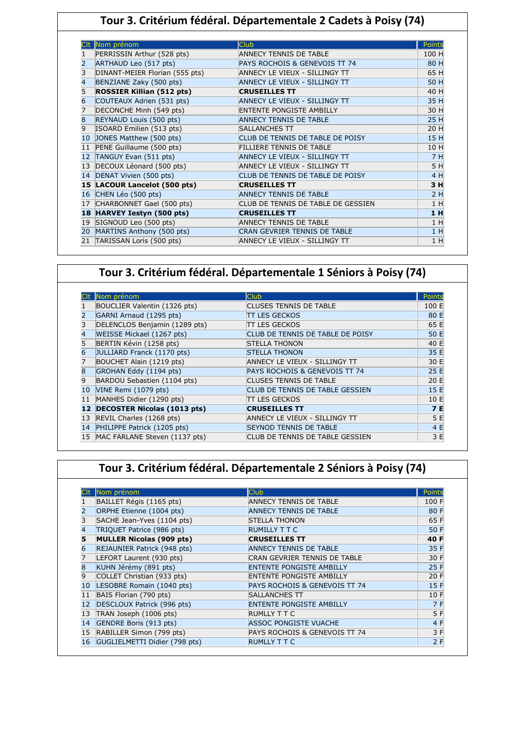## Tour 3. Critérium fédéral. Départementale 2 Cadets à Poisy (74)

| Clt | Nom prénom | Club | Points |
|---|---|---|---|
| 1 | PERRISSIN Arthur (528 pts) | ANNECY TENNIS DE TABLE | 100 H |
| 2 | ARTHAUD Leo (517 pts) | PAYS ROCHOIS & GENEVOIS TT 74 | 80 H |
| 3 | DINANT-MEIER Florian (555 pts) | ANNECY LE VIEUX - SILLINGY TT | 65 H |
| 4 | BENZIANE Zaky (500 pts) | ANNECY LE VIEUX - SILLINGY TT | 50 H |
| **5** | **ROSSIER Killian (512 pts)** | **CRUSEILLES TT** | **40 H** |
| 6 | COUTEAUX Adrien (531 pts) | ANNECY LE VIEUX - SILLINGY TT | 35 H |
| 7 | DECONCHE Minh (549 pts) | ENTENTE PONGISTE AMBILLY | 30 H |
| 8 | REYNAUD Louis (500 pts) | ANNECY TENNIS DE TABLE | 25 H |
| 9 | ISOARD Emilien (513 pts) | SALLANCHES TT | 20 H |
| 10 | JONES Matthew (500 pts) | CLUB DE TENNIS DE TABLE DE POISY | 15 H |
| 11 | PENE Guillaume (500 pts) | FILLIERE TENNIS DE TABLE | 10 H |
| 12 | TANGUY Evan (511 pts) | ANNECY LE VIEUX - SILLINGY TT | 7 H |
| 13 | DECOUX Léonard (500 pts) | ANNECY LE VIEUX - SILLINGY TT | 5 H |
| 14 | DENAT Vivien (500 pts) | CLUB DE TENNIS DE TABLE DE POISY | 4 H |
| **15** | **LACOUR Lancelot (500 pts)** | **CRUSEILLES TT** | **3 H** |
| 16 | CHEN Léo (500 pts) | ANNECY TENNIS DE TABLE | 2 H |
| 17 | CHARBONNET Gael (500 pts) | CLUB DE TENNIS DE TABLE DE GESSIEN | 1 H |
| **18** | **HARVEY Iestyn (500 pts)** | **CRUSEILLES TT** | **1 H** |
| 19 | SIGNOUD Leo (500 pts) | ANNECY TENNIS DE TABLE | 1 H |
| 20 | MARTINS Anthony (500 pts) | CRAN GEVRIER TENNIS DE TABLE | 1 H |
| 21 | TARISSAN Loris (500 pts) | ANNECY LE VIEUX - SILLINGY TT | 1 H |

## Tour 3. Critérium fédéral. Départementale 1 Séniors à Poisy (74)

| Clt | Nom prénom | Club | Points |
|---|---|---|---|
| 1 | BOUCLIER Valentin (1326 pts) | CLUSES TENNIS DE TABLE | 100 E |
| 2 | GARNI Arnaud (1295 pts) | TT LES GECKOS | 80 E |
| 3 | DELENCLOS Benjamin (1289 pts) | TT LES GECKOS | 65 E |
| 4 | WEISSE Mickael (1267 pts) | CLUB DE TENNIS DE TABLE DE POISY | 50 E |
| 5 | BERTIN Kévin (1258 pts) | STELLA THONON | 40 E |
| 6 | JULLIARD Franck (1170 pts) | STELLA THONON | 35 E |
| 7 | BOUCHET Alain (1219 pts) | ANNECY LE VIEUX - SILLINGY TT | 30 E |
| 8 | GROHAN Eddy (1194 pts) | PAYS ROCHOIS & GENEVOIS TT 74 | 25 E |
| 9 | BARDOU Sebastien (1104 pts) | CLUSES TENNIS DE TABLE | 20 E |
| 10 | VINE Remi (1079 pts) | CLUB DE TENNIS DE TABLE GESSIEN | 15 E |
| 11 | MANHES Didier (1290 pts) | TT LES GECKOS | 10 E |
| **12** | **DECOSTER Nicolas (1013 pts)** | **CRUSEILLES TT** | **7 E** |
| 13 | REVIL Charles (1268 pts) | ANNECY LE VIEUX - SILLINGY TT | 5 E |
| 14 | PHILIPPE Patrick (1205 pts) | SEYNOD TENNIS DE TABLE | 4 E |
| 15 | MAC FARLANE Steven (1137 pts) | CLUB DE TENNIS DE TABLE GESSIEN | 3 E |

## Tour 3. Critérium fédéral. Départementale 2 Séniors à Poisy (74)

| Clt | Nom prénom | Club | Points |
|---|---|---|---|
| 1 | BAILLET Régis (1165 pts) | ANNECY TENNIS DE TABLE | 100 F |
| 2 | ORPHE Etienne (1004 pts) | ANNECY TENNIS DE TABLE | 80 F |
| 3 | SACHE Jean-Yves (1104 pts) | STELLA THONON | 65 F |
| 4 | TRIQUET Patrice (986 pts) | RUMILLY T T C | 50 F |
| **5** | **MULLER Nicolas (909 pts)** | **CRUSEILLES TT** | **40 F** |
| 6 | REJAUNIER Patrick (948 pts) | ANNECY TENNIS DE TABLE | 35 F |
| 7 | LEFORT Laurent (930 pts) | CRAN GEVRIER TENNIS DE TABLE | 30 F |
| 8 | KUHN Jérémy (891 pts) | ENTENTE PONGISTE AMBILLY | 25 F |
| 9 | COLLET Christian (933 pts) | ENTENTE PONGISTE AMBILLY | 20 F |
| 10 | LESOBRE Romain (1040 pts) | PAYS ROCHOIS & GENEVOIS TT 74 | 15 F |
| 11 | BAIS Florian (790 pts) | SALLANCHES TT | 10 F |
| 12 | DESCLOUX Patrick (996 pts) | ENTENTE PONGISTE AMBILLY | 7 F |
| 13 | TRAN Joseph (1006 pts) | RUMLLY T T C | 5 F |
| 14 | GENDRE Boris (913 pts) | ASSOC PONGISTE VUACHE | 4 F |
| 15 | RABILLER Simon (799 pts) | PAYS ROCHOIS & GENEVOIS TT 74 | 3 F |
| 16 | GUGLIELMETTI Didier (798 pts) | RUMLLY T T C | 2 F |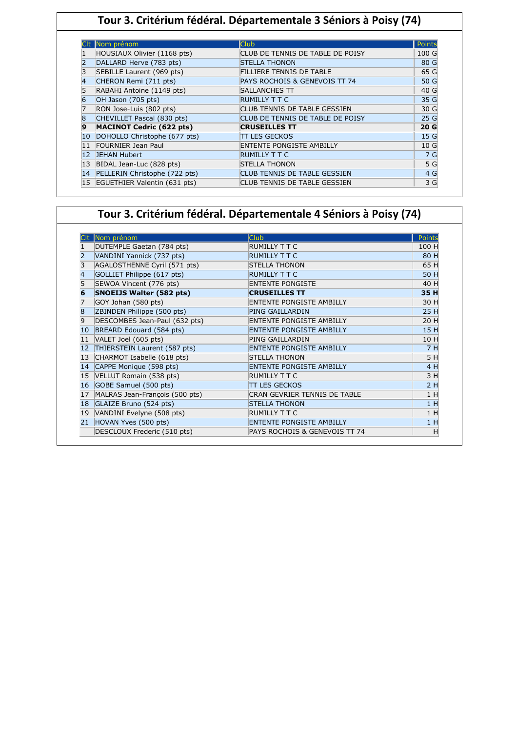## Tour 3. Critérium fédéral. Départementale 3 Séniors à Poisy (74)

| Clt | Nom prénom | Club | Points |
|---|---|---|---|
| 1 | HOUSIAUX Olivier (1168 pts) | CLUB DE TENNIS DE TABLE DE POISY | 100 G |
| 2 | DALLARD Herve (783 pts) | STELLA THONON | 80 G |
| 3 | SEBILLE Laurent (969 pts) | FILLIERE TENNIS DE TABLE | 65 G |
| 4 | CHERON Remi (711 pts) | PAYS ROCHOIS & GENEVOIS TT 74 | 50 G |
| 5 | RABAHI Antoine (1149 pts) | SALLANCHES TT | 40 G |
| 6 | OH Jason (705 pts) | RUMILLY T T C | 35 G |
| 7 | RON Jose-Luis (802 pts) | CLUB TENNIS DE TABLE GESSIEN | 30 G |
| 8 | CHEVILLET Pascal (830 pts) | CLUB DE TENNIS DE TABLE DE POISY | 25 G |
| **9** | **MACINOT Cedric (622 pts)** | **CRUSEILLES TT** | **20 G** |
| 10 | DOHOLLO Christophe (677 pts) | TT LES GECKOS | 15 G |
| 11 | FOURNIER Jean Paul | ENTENTE PONGISTE AMBILLY | 10 G |
| 12 | JEHAN Hubert | RUMILLY T T C | 7 G |
| 13 | BIDAL Jean-Luc (828 pts) | STELLA THONON | 5 G |
| 14 | PELLERIN Christophe (722 pts) | CLUB TENNIS DE TABLE GESSIEN | 4 G |
| 15 | EGUETHIER Valentin (631 pts) | CLUB TENNIS DE TABLE GESSIEN | 3 G |

## Tour 3. Critérium fédéral. Départementale 4 Séniors à Poisy (74)

| Clt | Nom prénom | Club | Points |
|---|---|---|---|
| 1 | DUTEMPLE Gaetan (784 pts) | RUMILLY T T C | 100 H |
| 2 | VANDINI Yannick (737 pts) | RUMILLY T T C | 80 H |
| 3 | AGALOSTHENNE Cyril (571 pts) | STELLA THONON | 65 H |
| 4 | GOLLIET Philippe (617 pts) | RUMILLY T T C | 50 H |
| 5 | SEWOA Vincent (776 pts) | ENTENTE PONGISTE | 40 H |
| **6** | **SNOEIJS Walter (582 pts)** | **CRUSEILLES TT** | **35 H** |
| 7 | GOY Johan (580 pts) | ENTENTE PONGISTE AMBILLY | 30 H |
| 8 | ZBINDEN Philippe (500 pts) | PING GAILLARDIN | 25 H |
| 9 | DESCOMBES Jean-Paul (632 pts) | ENTENTE PONGISTE AMBILLY | 20 H |
| 10 | BREARD Edouard (584 pts) | ENTENTE PONGISTE AMBILLY | 15 H |
| 11 | VALET Joel (605 pts) | PING GAILLARDIN | 10 H |
| 12 | THIERSTEIN Laurent (587 pts) | ENTENTE PONGISTE AMBILLY | 7 H |
| 13 | CHARMOT Isabelle (618 pts) | STELLA THONON | 5 H |
| 14 | CAPPE Monique (598 pts) | ENTENTE PONGISTE AMBILLY | 4 H |
| 15 | VELLUT Romain (538 pts) | RUMILLY T T C | 3 H |
| 16 | GOBE Samuel (500 pts) | TT LES GECKOS | 2 H |
| 17 | MALRAS Jean-François (500 pts) | CRAN GEVRIER TENNIS DE TABLE | 1 H |
| 18 | GLAIZE Bruno (524 pts) | STELLA THONON | 1 H |
| 19 | VANDINI Evelyne (508 pts) | RUMILLY T T C | 1 H |
| 21 | HOVAN Yves (500 pts) | ENTENTE PONGISTE AMBILLY | 1 H |
| | DESCLOUX Frederic (510 pts) | PAYS ROCHOIS & GENEVOIS TT 74 | H |